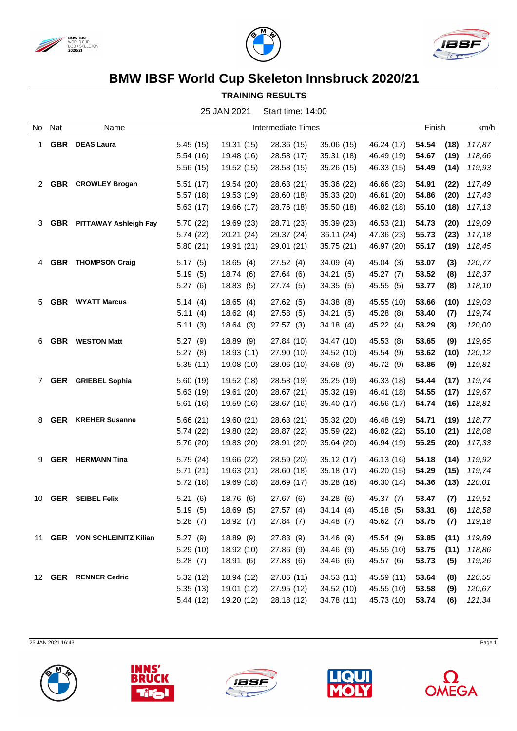# BMW IBSF World Cup Skeleton Innsbruck 2020/21

## TRAINING RESULTS

25 JAN 2021 Start time: 14:00

| No | Nat | Name | Intermediate Times | | | | | Finish | | km/h |
|---|---|---|---|---|---|---|---|---|---|---|
| 1 | **GBR** | **DEAS Laura** | 5.45 (15) | 19.31 (15) | 28.36 (15) | 35.06 (15) | 46.24 (17) | **54.54** | **(18)** | *117,87* |
| | | | 5.54 (16) | 19.48 (16) | 28.58 (17) | 35.31 (18) | 46.49 (19) | **54.67** | **(19)** | *118,66* |
| | | | 5.56 (15) | 19.52 (15) | 28.58 (15) | 35.26 (15) | 46.33 (15) | **54.49** | **(14)** | *119,93* |
| 2 | **GBR** | **CROWLEY Brogan** | 5.51 (17) | 19.54 (20) | 28.63 (21) | 35.36 (22) | 46.66 (23) | **54.91** | **(22)** | *117,49* |
| | | | 5.57 (18) | 19.53 (19) | 28.60 (18) | 35.33 (20) | 46.61 (20) | **54.86** | **(20)** | *117,43* |
| | | | 5.63 (17) | 19.66 (17) | 28.76 (18) | 35.50 (18) | 46.82 (18) | **55.10** | **(18)** | *117,13* |
| 3 | **GBR** | **PITTAWAY Ashleigh Fay** | 5.70 (22) | 19.69 (23) | 28.71 (23) | 35.39 (23) | 46.53 (21) | **54.73** | **(20)** | *119,09* |
| | | | 5.74 (22) | 20.21 (24) | 29.37 (24) | 36.11 (24) | 47.36 (23) | **55.73** | **(23)** | *117,18* |
| | | | 5.80 (21) | 19.91 (21) | 29.01 (21) | 35.75 (21) | 46.97 (20) | **55.17** | **(19)** | *118,45* |
| 4 | **GBR** | **THOMPSON Craig** | 5.17 (5) | 18.65 (4) | 27.52 (4) | 34.09 (4) | 45.04 (3) | **53.07** | **(3)** | *120,77* |
| | | | 5.19 (5) | 18.74 (6) | 27.64 (6) | 34.21 (5) | 45.27 (7) | **53.52** | **(8)** | *118,37* |
| | | | 5.27 (6) | 18.83 (5) | 27.74 (5) | 34.35 (5) | 45.55 (5) | **53.77** | **(8)** | *118,10* |
| 5 | **GBR** | **WYATT Marcus** | 5.14 (4) | 18.65 (4) | 27.62 (5) | 34.38 (8) | 45.55 (10) | **53.66** | **(10)** | *119,03* |
| | | | 5.11 (4) | 18.62 (4) | 27.58 (5) | 34.21 (5) | 45.28 (8) | **53.40** | **(7)** | *119,74* |
| | | | 5.11 (3) | 18.64 (3) | 27.57 (3) | 34.18 (4) | 45.22 (4) | **53.29** | **(3)** | *120,00* |
| 6 | **GBR** | **WESTON Matt** | 5.27 (9) | 18.89 (9) | 27.84 (10) | 34.47 (10) | 45.53 (8) | **53.65** | **(9)** | *119,65* |
| | | | 5.27 (8) | 18.93 (11) | 27.90 (10) | 34.52 (10) | 45.54 (9) | **53.62** | **(10)** | *120,12* |
| | | | 5.35 (11) | 19.08 (10) | 28.06 (10) | 34.68 (9) | 45.72 (9) | **53.85** | **(9)** | *119,81* |
| 7 | **GER** | **GRIEBEL Sophia** | 5.60 (19) | 19.52 (18) | 28.58 (19) | 35.25 (19) | 46.33 (18) | **54.44** | **(17)** | *119,74* |
| | | | 5.63 (19) | 19.61 (20) | 28.67 (21) | 35.32 (19) | 46.41 (18) | **54.55** | **(17)** | *119,67* |
| | | | 5.61 (16) | 19.59 (16) | 28.67 (16) | 35.40 (17) | 46.56 (17) | **54.74** | **(16)** | *118,81* |
| 8 | **GER** | **KREHER Susanne** | 5.66 (21) | 19.60 (21) | 28.63 (21) | 35.32 (20) | 46.48 (19) | **54.71** | **(19)** | *118,77* |
| | | | 5.74 (22) | 19.80 (22) | 28.87 (22) | 35.59 (22) | 46.82 (22) | **55.10** | **(21)** | *118,08* |
| | | | 5.76 (20) | 19.83 (20) | 28.91 (20) | 35.64 (20) | 46.94 (19) | **55.25** | **(20)** | *117,33* |
| 9 | **GER** | **HERMANN Tina** | 5.75 (24) | 19.66 (22) | 28.59 (20) | 35.12 (17) | 46.13 (16) | **54.18** | **(14)** | *119,92* |
| | | | 5.71 (21) | 19.63 (21) | 28.60 (18) | 35.18 (17) | 46.20 (15) | **54.29** | **(15)** | *119,74* |
| | | | 5.72 (18) | 19.69 (18) | 28.69 (17) | 35.28 (16) | 46.30 (14) | **54.36** | **(13)** | *120,01* |
| 10 | **GER** | **SEIBEL Felix** | 5.21 (6) | 18.76 (6) | 27.67 (6) | 34.28 (6) | 45.37 (7) | **53.47** | **(7)** | *119,51* |
| | | | 5.19 (5) | 18.69 (5) | 27.57 (4) | 34.14 (4) | 45.18 (5) | **53.31** | **(6)** | *118,58* |
| | | | 5.28 (7) | 18.92 (7) | 27.84 (7) | 34.48 (7) | 45.62 (7) | **53.75** | **(7)** | *119,18* |
| 11 | **GER** | **VON SCHLEINITZ Kilian** | 5.27 (9) | 18.89 (9) | 27.83 (9) | 34.46 (9) | 45.54 (9) | **53.85** | **(11)** | *119,89* |
| | | | 5.29 (10) | 18.92 (10) | 27.86 (9) | 34.46 (9) | 45.55 (10) | **53.75** | **(11)** | *118,86* |
| | | | 5.28 (7) | 18.91 (6) | 27.83 (6) | 34.46 (6) | 45.57 (6) | **53.73** | **(5)** | *119,26* |
| 12 | **GER** | **RENNER Cedric** | 5.32 (12) | 18.94 (12) | 27.86 (11) | 34.53 (11) | 45.59 (11) | **53.64** | **(8)** | *120,55* |
| | | | 5.35 (13) | 19.01 (12) | 27.95 (12) | 34.52 (10) | 45.55 (10) | **53.58** | **(9)** | *120,67* |
| | | | 5.44 (12) | 19.20 (12) | 28.18 (12) | 34.78 (11) | 45.73 (10) | **53.74** | **(6)** | *121,34* |

25 JAN 2021 16:43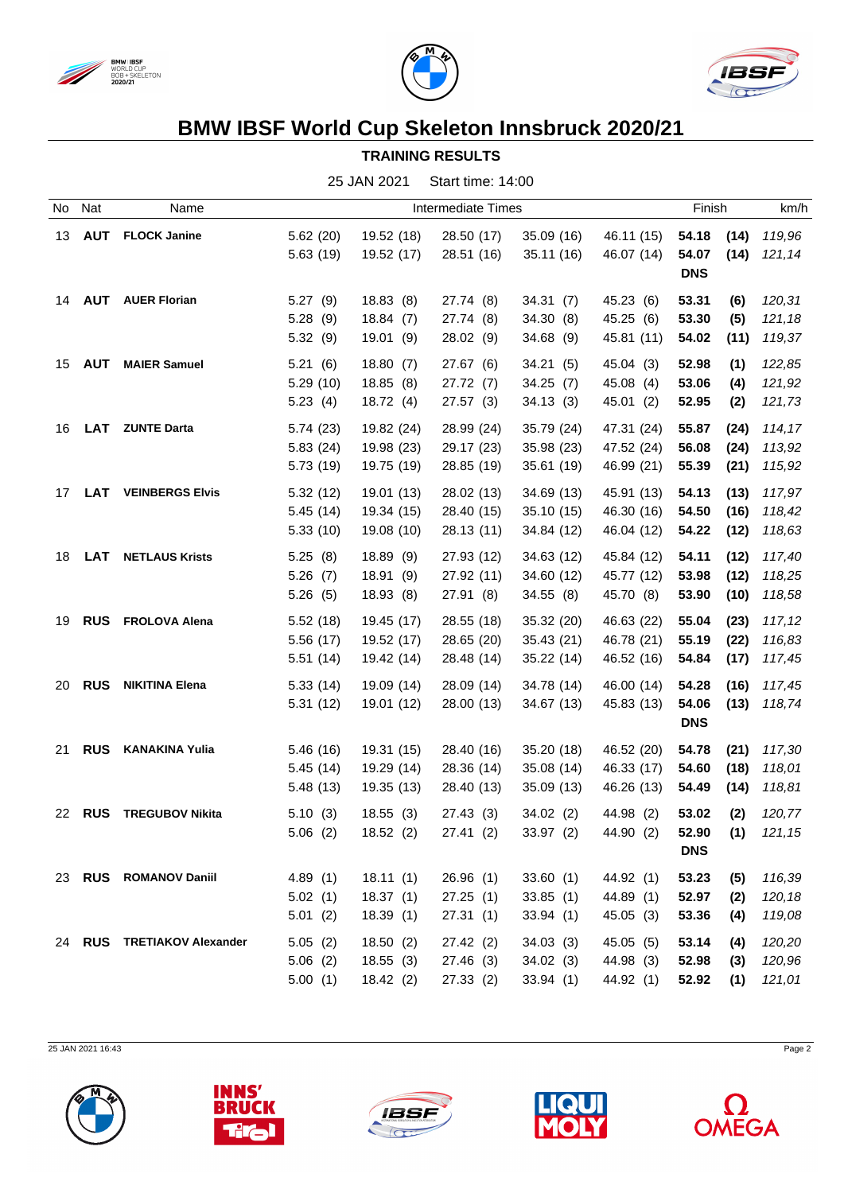# BMW IBSF World Cup Skeleton Innsbruck 2020/21

**TRAINING RESULTS**

25 JAN 2021 Start time: 14:00

| No | Nat | Name | Intermediate Times | | | | | Finish | | km/h |
|---|---|---|---|---|---|---|---|---|---|---|
| 13 | **AUT** | **FLOCK Janine** | 5.62 (20) | 19.52 (18) | 28.50 (17) | 35.09 (16) | 46.11 (15) | **54.18** | **(14)** | *119,96* |
| | | | 5.63 (19) | 19.52 (17) | 28.51 (16) | 35.11 (16) | 46.07 (14) | **54.07** | **(14)** | *121,14* |
| | | | | | | | | **DNS** | | |
| 14 | **AUT** | **AUER Florian** | 5.27 (9) | 18.83 (8) | 27.74 (8) | 34.31 (7) | 45.23 (6) | **53.31** | **(6)** | *120,31* |
| | | | 5.28 (9) | 18.84 (7) | 27.74 (8) | 34.30 (8) | 45.25 (6) | **53.30** | **(5)** | *121,18* |
| | | | 5.32 (9) | 19.01 (9) | 28.02 (9) | 34.68 (9) | 45.81 (11) | **54.02** | **(11)** | *119,37* |
| 15 | **AUT** | **MAIER Samuel** | 5.21 (6) | 18.80 (7) | 27.67 (6) | 34.21 (5) | 45.04 (3) | **52.98** | **(1)** | *122,85* |
| | | | 5.29 (10) | 18.85 (8) | 27.72 (7) | 34.25 (7) | 45.08 (4) | **53.06** | **(4)** | *121,92* |
| | | | 5.23 (4) | 18.72 (4) | 27.57 (3) | 34.13 (3) | 45.01 (2) | **52.95** | **(2)** | *121,73* |
| 16 | **LAT** | **ZUNTE Darta** | 5.74 (23) | 19.82 (24) | 28.99 (24) | 35.79 (24) | 47.31 (24) | **55.87** | **(24)** | *114,17* |
| | | | 5.83 (24) | 19.98 (23) | 29.17 (23) | 35.98 (23) | 47.52 (24) | **56.08** | **(24)** | *113,92* |
| | | | 5.73 (19) | 19.75 (19) | 28.85 (19) | 35.61 (19) | 46.99 (21) | **55.39** | **(21)** | *115,92* |
| 17 | **LAT** | **VEINBERGS Elvis** | 5.32 (12) | 19.01 (13) | 28.02 (13) | 34.69 (13) | 45.91 (13) | **54.13** | **(13)** | *117,97* |
| | | | 5.45 (14) | 19.34 (15) | 28.40 (15) | 35.10 (15) | 46.30 (16) | **54.50** | **(16)** | *118,42* |
| | | | 5.33 (10) | 19.08 (10) | 28.13 (11) | 34.84 (12) | 46.04 (12) | **54.22** | **(12)** | *118,63* |
| 18 | **LAT** | **NETLAUS Krists** | 5.25 (8) | 18.89 (9) | 27.93 (12) | 34.63 (12) | 45.84 (12) | **54.11** | **(12)** | *117,40* |
| | | | 5.26 (7) | 18.91 (9) | 27.92 (11) | 34.60 (12) | 45.77 (12) | **53.98** | **(12)** | *118,25* |
| | | | 5.26 (5) | 18.93 (8) | 27.91 (8) | 34.55 (8) | 45.70 (8) | **53.90** | **(10)** | *118,58* |
| 19 | **RUS** | **FROLOVA Alena** | 5.52 (18) | 19.45 (17) | 28.55 (18) | 35.32 (20) | 46.63 (22) | **55.04** | **(23)** | *117,12* |
| | | | 5.56 (17) | 19.52 (17) | 28.65 (20) | 35.43 (21) | 46.78 (21) | **55.19** | **(22)** | *116,83* |
| | | | 5.51 (14) | 19.42 (14) | 28.48 (14) | 35.22 (14) | 46.52 (16) | **54.84** | **(17)** | *117,45* |
| 20 | **RUS** | **NIKITINA Elena** | 5.33 (14) | 19.09 (14) | 28.09 (14) | 34.78 (14) | 46.00 (14) | **54.28** | **(16)** | *117,45* |
| | | | 5.31 (12) | 19.01 (12) | 28.00 (13) | 34.67 (13) | 45.83 (13) | **54.06** | **(13)** | *118,74* |
| | | | | | | | | **DNS** | | |
| 21 | **RUS** | **KANAKINA Yulia** | 5.46 (16) | 19.31 (15) | 28.40 (16) | 35.20 (18) | 46.52 (20) | **54.78** | **(21)** | *117,30* |
| | | | 5.45 (14) | 19.29 (14) | 28.36 (14) | 35.08 (14) | 46.33 (17) | **54.60** | **(18)** | *118,01* |
| | | | 5.48 (13) | 19.35 (13) | 28.40 (13) | 35.09 (13) | 46.26 (13) | **54.49** | **(14)** | *118,81* |
| 22 | **RUS** | **TREGUBOV Nikita** | 5.10 (3) | 18.55 (3) | 27.43 (3) | 34.02 (2) | 44.98 (2) | **53.02** | **(2)** | *120,77* |
| | | | 5.06 (2) | 18.52 (2) | 27.41 (2) | 33.97 (2) | 44.90 (2) | **52.90** | **(1)** | *121,15* |
| | | | | | | | | **DNS** | | |
| 23 | **RUS** | **ROMANOV Daniil** | 4.89 (1) | 18.11 (1) | 26.96 (1) | 33.60 (1) | 44.92 (1) | **53.23** | **(5)** | *116,39* |
| | | | 5.02 (1) | 18.37 (1) | 27.25 (1) | 33.85 (1) | 44.89 (1) | **52.97** | **(2)** | *120,18* |
| | | | 5.01 (2) | 18.39 (1) | 27.31 (1) | 33.94 (1) | 45.05 (3) | **53.36** | **(4)** | *119,08* |
| 24 | **RUS** | **TRETIAKOV Alexander** | 5.05 (2) | 18.50 (2) | 27.42 (2) | 34.03 (3) | 45.05 (5) | **53.14** | **(4)** | *120,20* |
| | | | 5.06 (2) | 18.55 (3) | 27.46 (3) | 34.02 (3) | 44.98 (3) | **52.98** | **(3)** | *120,96* |
| | | | 5.00 (1) | 18.42 (2) | 27.33 (2) | 33.94 (1) | 44.92 (1) | **52.92** | **(1)** | *121,01* |

25 JAN 2021 16:43